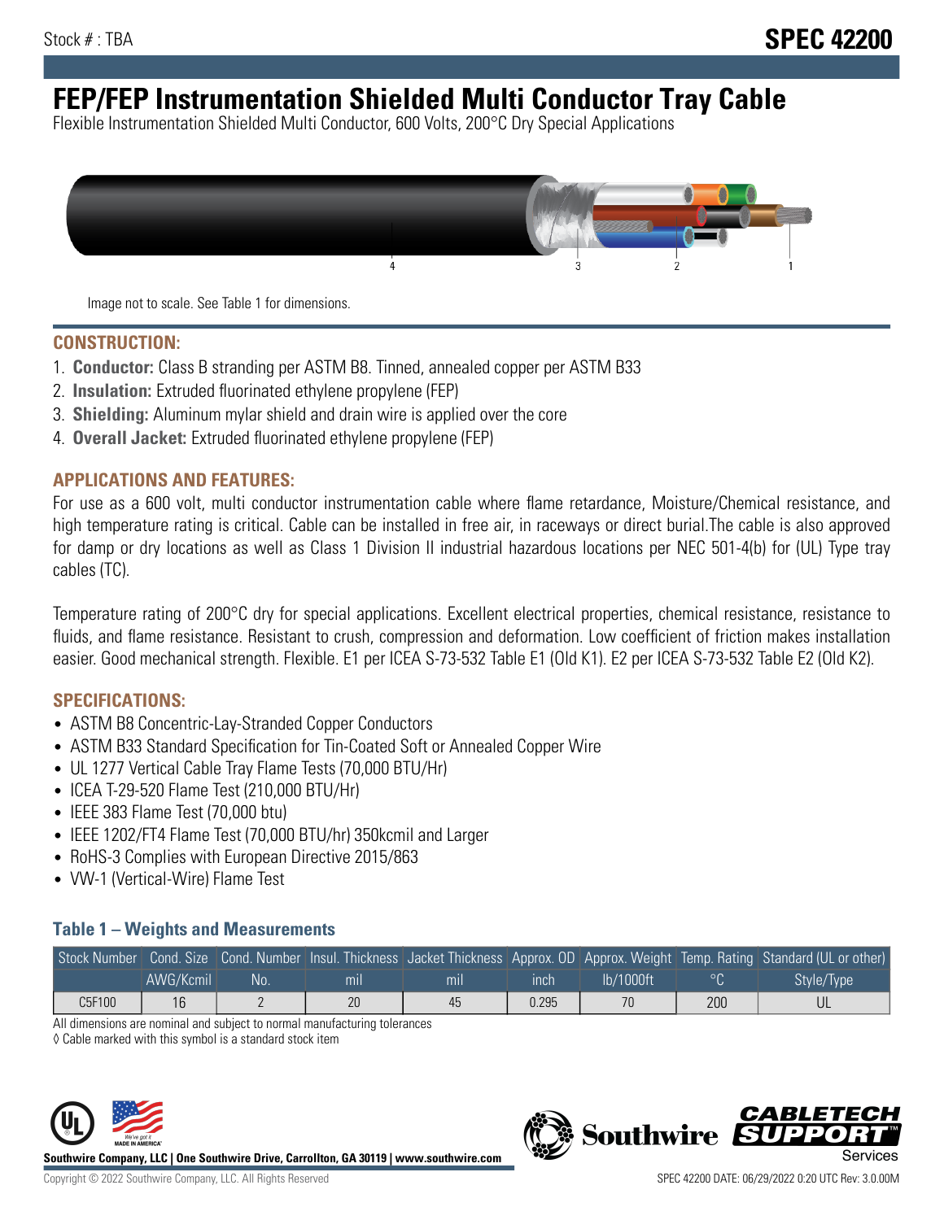Stock # : TBA

# SPEC 42200

# FEP/FEP Instrumentation Shielded Multi Conductor Tray Cable

Flexible Instrumentation Shielded Multi Conductor, 600 Volts, 200°C Dry Special Applications

Image not to scale. See Table 1 for dimensions.

## CONSTRUCTION:

1. **Conductor:** Class B stranding per ASTM B8. Tinned, annealed copper per ASTM B33
2. **Insulation:** Extruded fluorinated ethylene propylene (FEP)
3. **Shielding:** Aluminum mylar shield and drain wire is applied over the core
4. **Overall Jacket:** Extruded fluorinated ethylene propylene (FEP)

## APPLICATIONS AND FEATURES:

For use as a 600 volt, multi conductor instrumentation cable where flame retardance, Moisture/Chemical resistance, and high temperature rating is critical. Cable can be installed in free air, in raceways or direct burial.The cable is also approved for damp or dry locations as well as Class 1 Division II industrial hazardous locations per NEC 501-4(b) for (UL) Type tray cables (TC).

Temperature rating of 200°C dry for special applications. Excellent electrical properties, chemical resistance, resistance to fluids, and flame resistance. Resistant to crush, compression and deformation. Low coefficient of friction makes installation easier. Good mechanical strength. Flexible. E1 per ICEA S-73-532 Table E1 (Old K1). E2 per ICEA S-73-532 Table E2 (Old K2).

## SPECIFICATIONS:

- ASTM B8 Concentric-Lay-Stranded Copper Conductors
- ASTM B33 Standard Specification for Tin-Coated Soft or Annealed Copper Wire
- UL 1277 Vertical Cable Tray Flame Tests (70,000 BTU/Hr)
- ICEA T-29-520 Flame Test (210,000 BTU/Hr)
- IEEE 383 Flame Test (70,000 btu)
- IEEE 1202/FT4 Flame Test (70,000 BTU/hr) 350kcmil and Larger
- RoHS-3 Complies with European Directive 2015/863
- VW-1 (Vertical-Wire) Flame Test

### Table 1 – Weights and Measurements

| Stock Number | Cond. Size | Cond. Number | Insul. Thickness | Jacket Thickness | Approx. OD | Approx. Weight | Temp. Rating | Standard (UL or other) |
|---|---|---|---|---|---|---|---|---|
| | AWG/Kcmil | No. | mil | mil | inch | lb/1000ft | °C | Style/Type |
| C5F100 | 16 | 2 | 20 | 45 | 0.295 | 70 | 200 | UL |

All dimensions are nominal and subject to normal manufacturing tolerances

◊ Cable marked with this symbol is a standard stock item

Southwire Company, LLC | One Southwire Drive, Carrollton, GA 30119 | www.southwire.com

Copyright © 2022 Southwire Company, LLC. All Rights Reserved

SPEC 42200 DATE: 06/29/2022 0:20 UTC Rev: 3.0.00M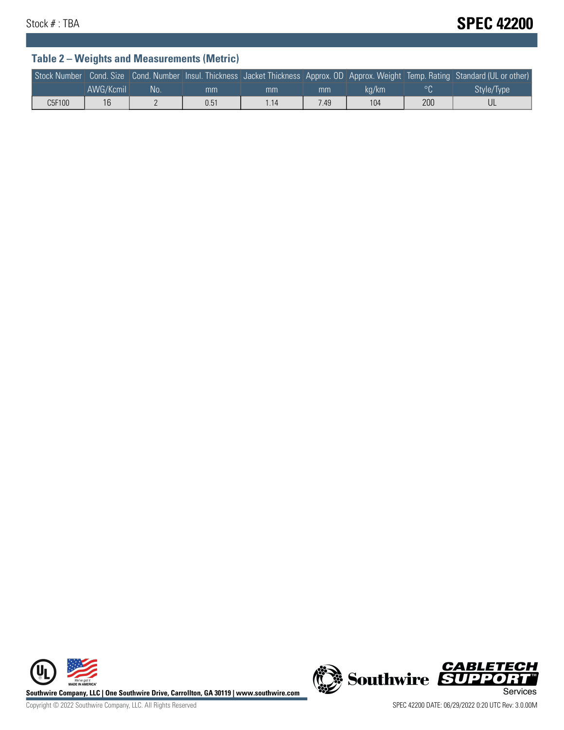Stock # : TBA

# SPEC 42200

### Table 2 – Weights and Measurements (Metric)

| Stock Number | Cond. Size | Cond. Number | Insul. Thickness | Jacket Thickness | Approx. OD | Approx. Weight | Temp. Rating | Standard (UL or other) |
|---|---|---|---|---|---|---|---|---|
| | AWG/Kcmil | No. | mm | mm | mm | kg/km | °C | Style/Type |
| C5F100 | 16 | 2 | 0.51 | 1.14 | 7.49 | 104 | 200 | UL |

Southwire Company, LLC | One Southwire Drive, Carrollton, GA 30119 | www.southwire.com

Copyright © 2022 Southwire Company, LLC. All Rights Reserved

SPEC 42200 DATE: 06/29/2022 0:20 UTC Rev: 3.0.00M